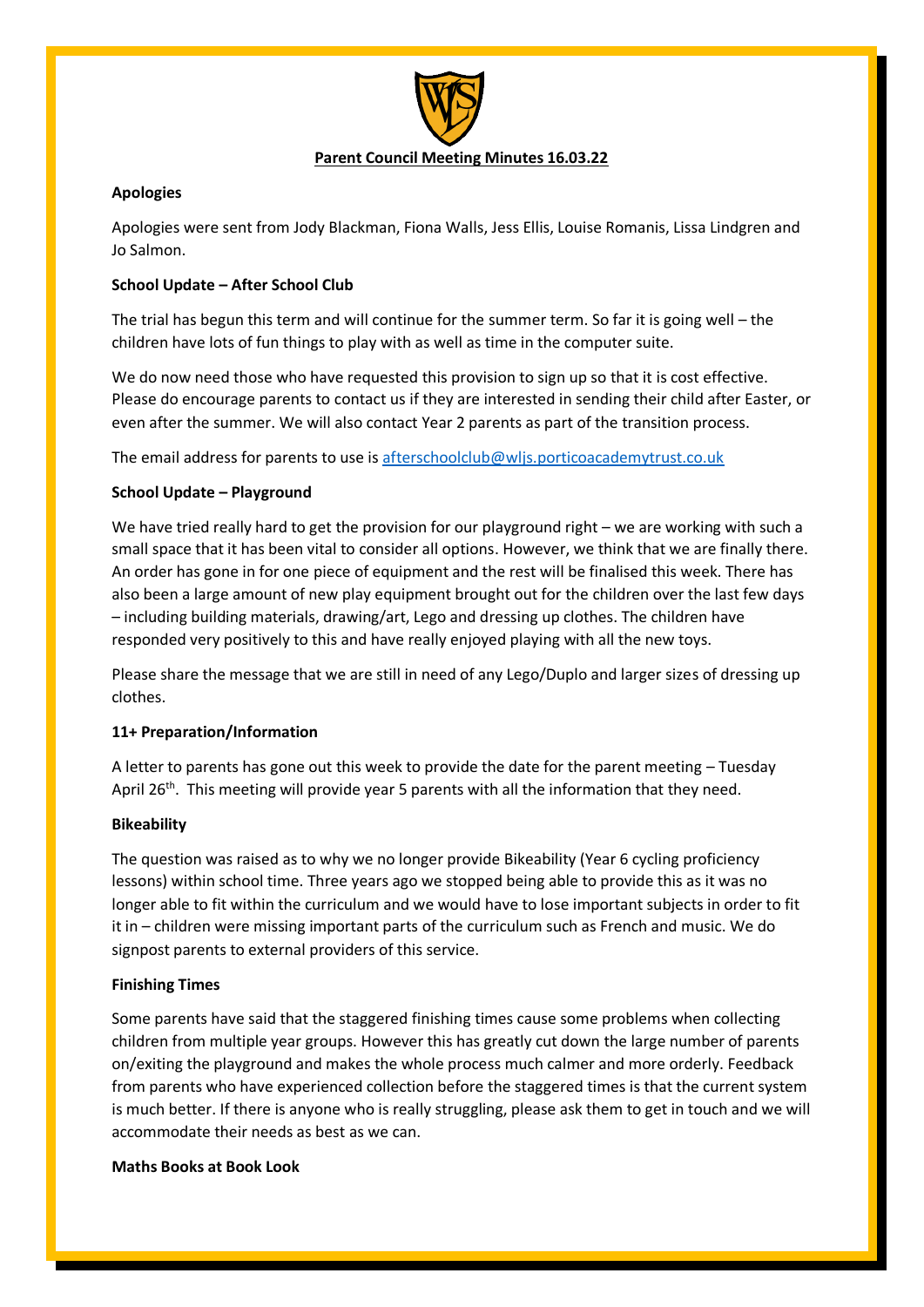# Parent Council Meeting Minutes 16.03.22

**Apologies**

Apologies were sent from Jody Blackman, Fiona Walls, Jess Ellis, Louise Romanis, Lissa Lindgren and Jo Salmon.

**School Update – After School Club**

The trial has begun this term and will continue for the summer term. So far it is going well – the children have lots of fun things to play with as well as time in the computer suite.

We do now need those who have requested this provision to sign up so that it is cost effective. Please do encourage parents to contact us if they are interested in sending their child after Easter, or even after the summer. We will also contact Year 2 parents as part of the transition process.

The email address for parents to use is afterschoolclub@wljs.porticoacademytrust.co.uk

**School Update – Playground**

We have tried really hard to get the provision for our playground right – we are working with such a small space that it has been vital to consider all options. However, we think that we are finally there. An order has gone in for one piece of equipment and the rest will be finalised this week. There has also been a large amount of new play equipment brought out for the children over the last few days – including building materials, drawing/art, Lego and dressing up clothes. The children have responded very positively to this and have really enjoyed playing with all the new toys.

Please share the message that we are still in need of any Lego/Duplo and larger sizes of dressing up clothes.

**11+ Preparation/Information**

A letter to parents has gone out this week to provide the date for the parent meeting – Tuesday April 26th. This meeting will provide year 5 parents with all the information that they need.

**Bikeability**

The question was raised as to why we no longer provide Bikeability (Year 6 cycling proficiency lessons) within school time. Three years ago we stopped being able to provide this as it was no longer able to fit within the curriculum and we would have to lose important subjects in order to fit it in – children were missing important parts of the curriculum such as French and music. We do signpost parents to external providers of this service.

**Finishing Times**

Some parents have said that the staggered finishing times cause some problems when collecting children from multiple year groups. However this has greatly cut down the large number of parents on/exiting the playground and makes the whole process much calmer and more orderly. Feedback from parents who have experienced collection before the staggered times is that the current system is much better. If there is anyone who is really struggling, please ask them to get in touch and we will accommodate their needs as best as we can.

**Maths Books at Book Look**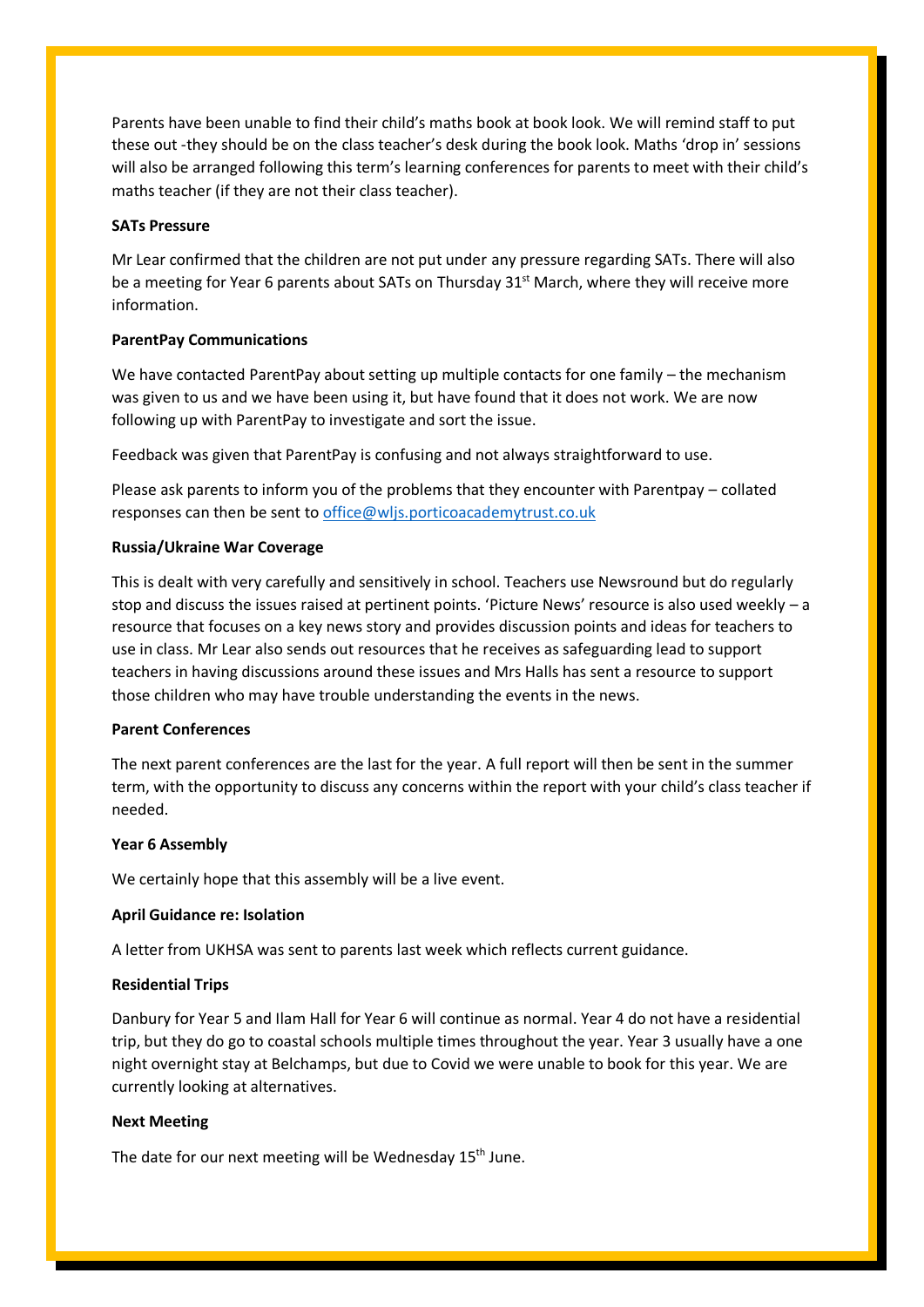Parents have been unable to find their child's maths book at book look. We will remind staff to put these out -they should be on the class teacher's desk during the book look. Maths 'drop in' sessions will also be arranged following this term's learning conferences for parents to meet with their child's maths teacher (if they are not their class teacher).

**SATs Pressure**

Mr Lear confirmed that the children are not put under any pressure regarding SATs. There will also be a meeting for Year 6 parents about SATs on Thursday 31st March, where they will receive more information.

**ParentPay Communications**

We have contacted ParentPay about setting up multiple contacts for one family – the mechanism was given to us and we have been using it, but have found that it does not work. We are now following up with ParentPay to investigate and sort the issue.

Feedback was given that ParentPay is confusing and not always straightforward to use.

Please ask parents to inform you of the problems that they encounter with Parentpay – collated responses can then be sent to [office@wljs.porticoacademytrust.co.uk](mailto:office@wljs.porticoacademytrust.co.uk)

**Russia/Ukraine War Coverage**

This is dealt with very carefully and sensitively in school. Teachers use Newsround but do regularly stop and discuss the issues raised at pertinent points. 'Picture News' resource is also used weekly – a resource that focuses on a key news story and provides discussion points and ideas for teachers to use in class. Mr Lear also sends out resources that he receives as safeguarding lead to support teachers in having discussions around these issues and Mrs Halls has sent a resource to support those children who may have trouble understanding the events in the news.

**Parent Conferences**

The next parent conferences are the last for the year. A full report will then be sent in the summer term, with the opportunity to discuss any concerns within the report with your child's class teacher if needed.

**Year 6 Assembly**

We certainly hope that this assembly will be a live event.

**April Guidance re: Isolation**

A letter from UKHSA was sent to parents last week which reflects current guidance.

**Residential Trips**

Danbury for Year 5 and Ilam Hall for Year 6 will continue as normal. Year 4 do not have a residential trip, but they do go to coastal schools multiple times throughout the year. Year 3 usually have a one night overnight stay at Belchamps, but due to Covid we were unable to book for this year. We are currently looking at alternatives.

**Next Meeting**

The date for our next meeting will be Wednesday 15th June.